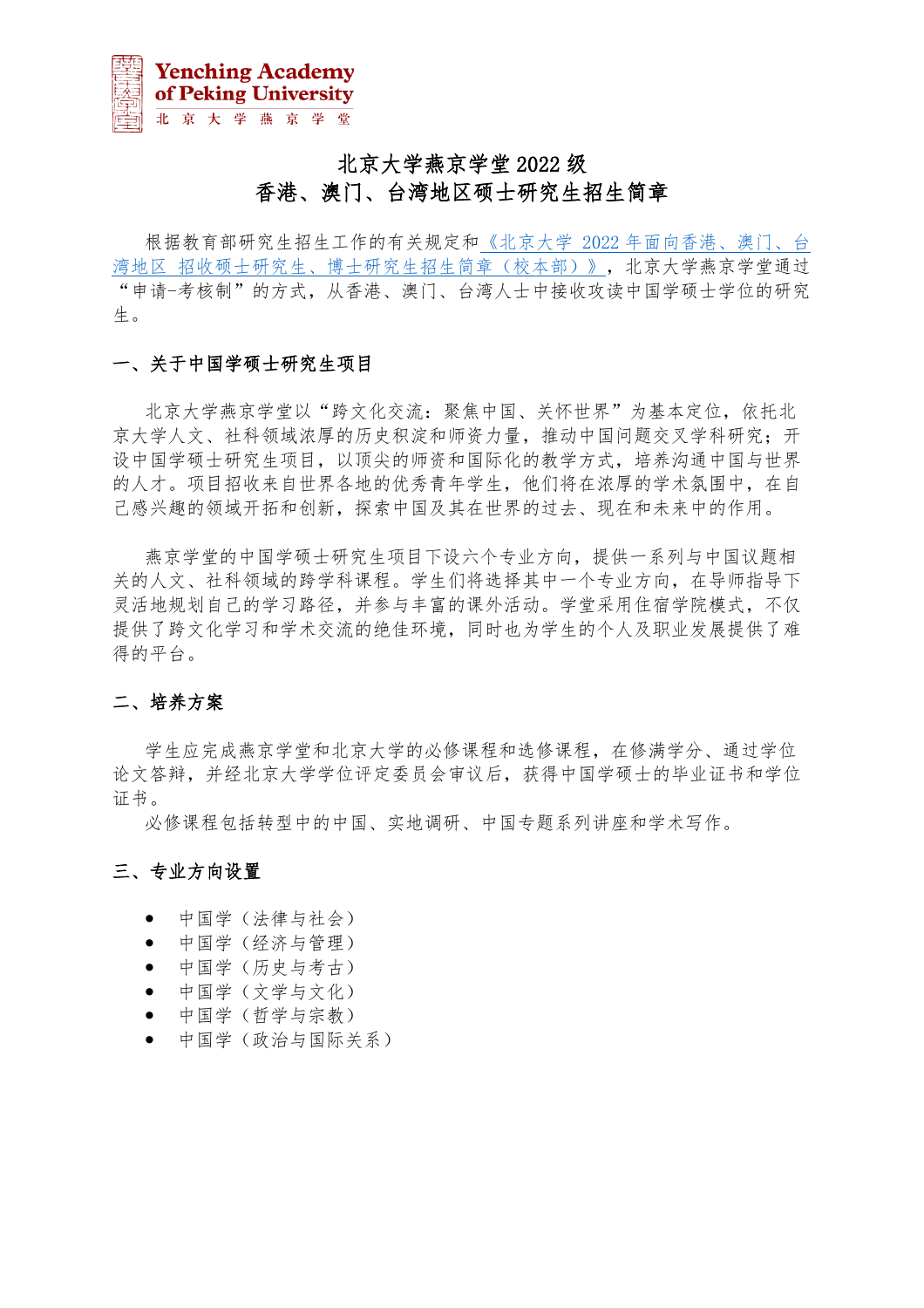Yenching Academy of Peking University
北 京 大 学 燕 京 学 堂

# 北京大学燕京学堂 2022 级
# 香港、澳门、台湾地区硕士研究生招生简章

根据教育部研究生招生工作的有关规定和《北京大学 2022 年面向香港、澳门、台湾地区 招收硕士研究生、博士研究生招生简章（校本部）》，北京大学燕京学堂通过“申请-考核制”的方式，从香港、澳门、台湾人士中接收攻读中国学硕士学位的研究生。

## 一、关于中国学硕士研究生项目

北京大学燕京学堂以“跨文化交流：聚焦中国、关怀世界”为基本定位，依托北京大学人文、社科领域浓厚的历史积淀和师资力量，推动中国问题交叉学科研究；开设中国学硕士研究生项目，以顶尖的师资和国际化的教学方式，培养沟通中国与世界的人才。项目招收来自世界各地的优秀青年学生，他们将在浓厚的学术氛围中，在自己感兴趣的领域开拓和创新，探索中国及其在世界的过去、现在和未来中的作用。

燕京学堂的中国学硕士研究生项目下设六个专业方向，提供一系列与中国议题相关的人文、社科领域的跨学科课程。学生们将选择其中一个专业方向，在导师指导下灵活地规划自己的学习路径，并参与丰富的课外活动。学堂采用住宿学院模式，不仅提供了跨文化学习和学术交流的绝佳环境，同时也为学生的个人及职业发展提供了难得的平台。

## 二、培养方案

学生应完成燕京学堂和北京大学的必修课程和选修课程，在修满学分、通过学位论文答辩，并经北京大学学位评定委员会审议后，获得中国学硕士的毕业证书和学位证书。

必修课程包括转型中的中国、实地调研、中国专题系列讲座和学术写作。

## 三、专业方向设置

- 中国学（法律与社会）
- 中国学（经济与管理）
- 中国学（历史与考古）
- 中国学（文学与文化）
- 中国学（哲学与宗教）
- 中国学（政治与国际关系）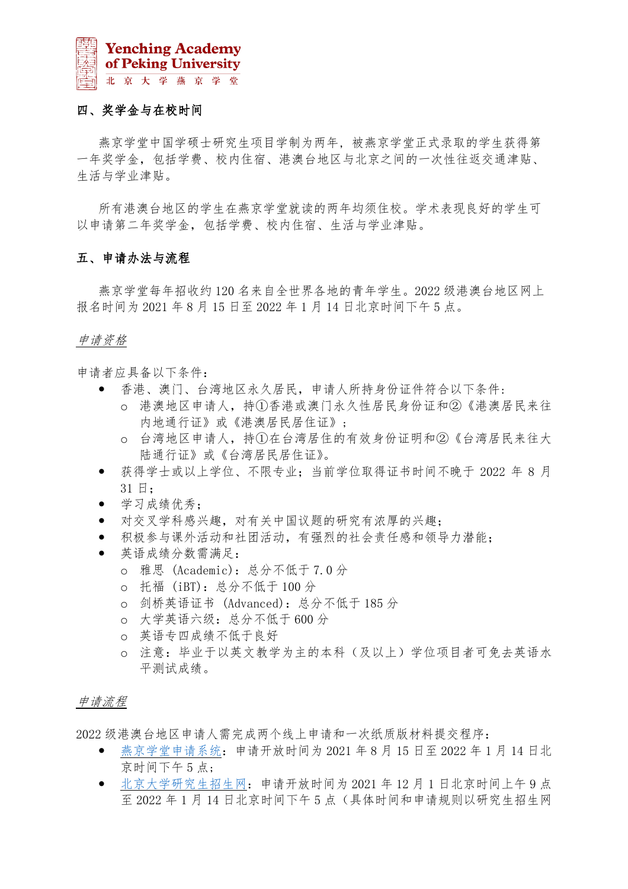## 四、奖学金与在校时间

燕京学堂中国学硕士研究生项目学制为两年，被燕京学堂正式录取的学生获得第一年奖学金，包括学费、校内住宿、港澳台地区与北京之间的一次性往返交通津贴、生活与学业津贴。

所有港澳台地区的学生在燕京学堂就读的两年均须住校。学术表现良好的学生可以申请第二年奖学金，包括学费、校内住宿、生活与学业津贴。

## 五、申请办法与流程

燕京学堂每年招收约 120 名来自全世界各地的青年学生。2022 级港澳台地区网上报名时间为 2021 年 8 月 15 日至 2022 年 1 月 14 日北京时间下午 5 点。

*申请资格*

申请者应具备以下条件：

- 香港、澳门、台湾地区永久居民，申请人所持身份证件符合以下条件：
  - 港澳地区申请人，持①香港或澳门永久性居民身份证和②《港澳居民来往内地通行证》或《港澳居民居住证》；
  - 台湾地区申请人，持①在台湾居住的有效身份证明和②《台湾居民来往大陆通行证》或《台湾居民居住证》。
- 获得学士或以上学位、不限专业；当前学位取得证书时间不晚于 2022 年 8 月 31 日；
- 学习成绩优秀；
- 对交叉学科感兴趣，对有关中国议题的研究有浓厚的兴趣；
- 积极参与课外活动和社团活动，有强烈的社会责任感和领导力潜能；
- 英语成绩分数需满足：
  - 雅思 (Academic)：总分不低于 7.0 分
  - 托福 (iBT)：总分不低于 100 分
  - 剑桥英语证书 (Advanced)：总分不低于 185 分
  - 大学英语六级：总分不低于 600 分
  - 英语专四成绩不低于良好
  - 注意：毕业于以英文教学为主的本科（及以上）学位项目者可免去英语水平测试成绩。

*申请流程*

2022 级港澳台地区申请人需完成两个线上申请和一次纸质版材料提交程序：

- 燕京学堂申请系统：申请开放时间为 2021 年 8 月 15 日至 2022 年 1 月 14 日北京时间下午 5 点；
- 北京大学研究生招生网：申请开放时间为 2021 年 12 月 1 日北京时间上午 9 点至 2022 年 1 月 14 日北京时间下午 5 点（具体时间和申请规则以研究生招生网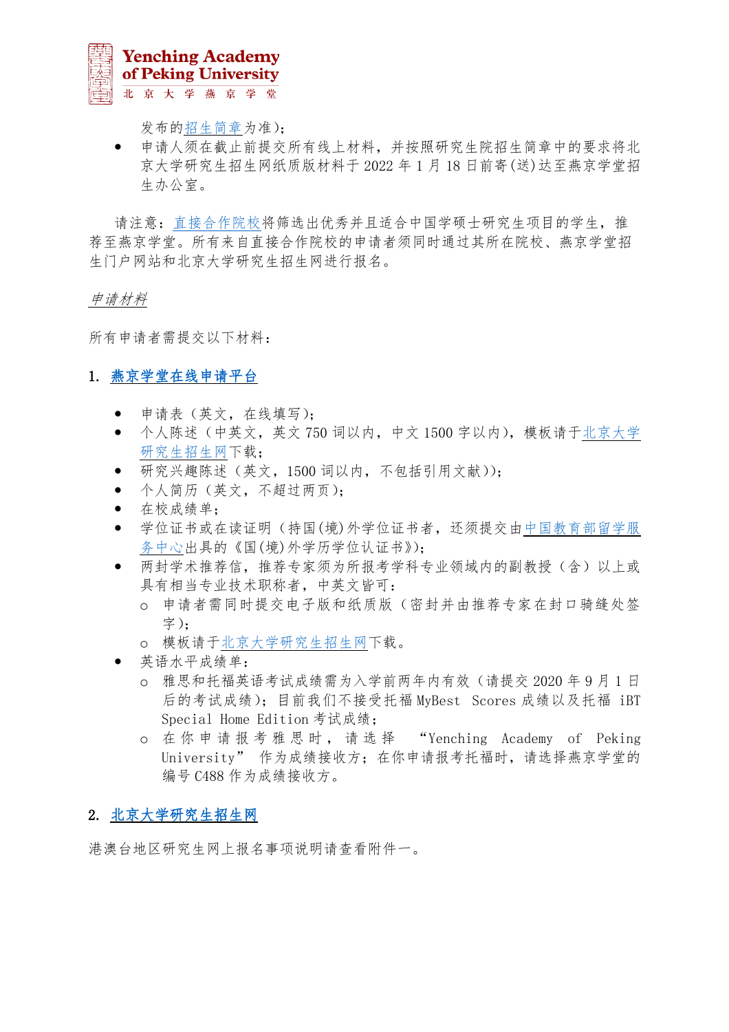发布的招生简章为准）；

- 申请人须在截止前提交所有线上材料，并按照研究生院招生简章中的要求将北京大学研究生招生网纸质版材料于 2022 年 1 月 18 日前寄(送)达至燕京学堂招生办公室。

请注意：直接合作院校将筛选出优秀并且适合中国学硕士研究生项目的学生，推荐至燕京学堂。所有来自直接合作院校的申请者须同时通过其所在院校、燕京学堂招生门户网站和北京大学研究生招生网进行报名。

*申请材料*

所有申请者需提交以下材料：

## 1. 燕京学堂在线申请平台

- 申请表（英文，在线填写）；
- 个人陈述（中英文，英文 750 词以内，中文 1500 字以内），模板请于北京大学研究生招生网下载；
- 研究兴趣陈述（英文，1500 词以内，不包括引用文献））；
- 个人简历（英文，不超过两页）；
- 在校成绩单；
- 学位证书或在读证明（持国(境)外学位证书者，还须提交由中国教育部留学服务中心出具的《国(境)外学历学位认证书》）；
- 两封学术推荐信，推荐专家须为所报考学科专业领域内的副教授（含）以上或具有相当专业技术职称者，中英文皆可：
  - 申请者需同时提交电子版和纸质版（密封并由推荐专家在封口骑缝处签字）；
  - 模板请于北京大学研究生招生网下载。
- 英语水平成绩单：
  - 雅思和托福英语考试成绩需为入学前两年内有效（请提交 2020 年 9 月 1 日后的考试成绩）；目前我们不接受托福 MyBest Scores 成绩以及托福 iBT Special Home Edition 考试成绩；
  - 在你申请报考雅思时，请选择 “Yenching Academy of Peking University” 作为成绩接收方；在你申请报考托福时，请选择燕京学堂的编号 C488 作为成绩接收方。

## 2. 北京大学研究生招生网

港澳台地区研究生网上报名事项说明请查看附件一。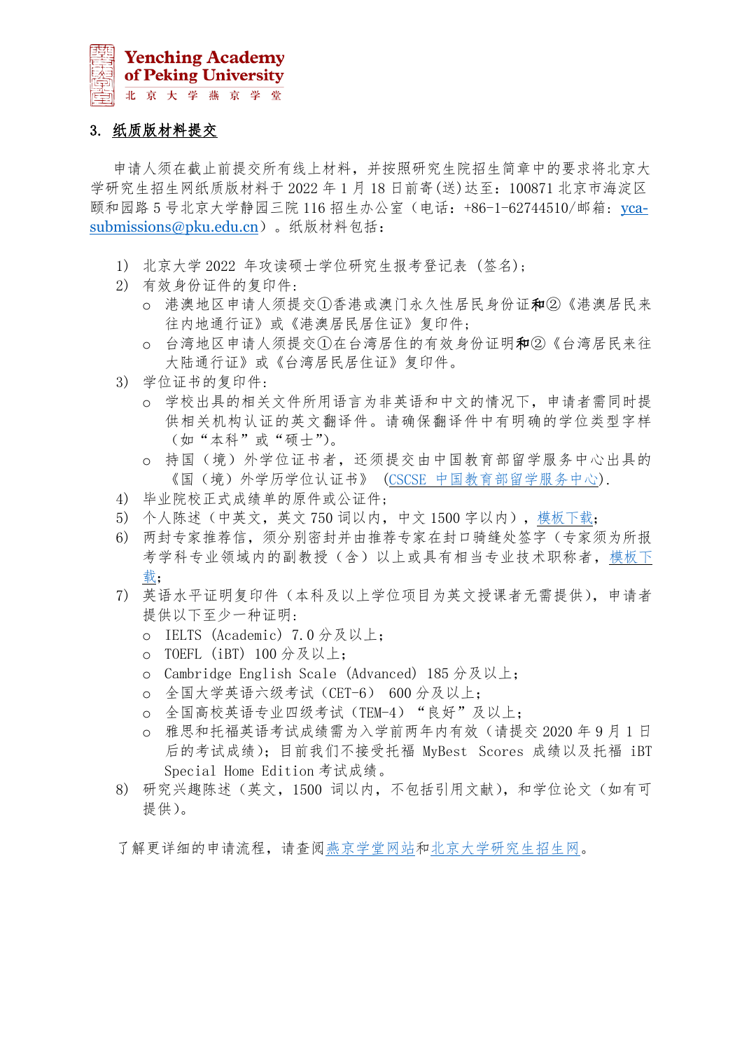### 3. 纸质版材料提交

申请人须在截止前提交所有线上材料，并按照研究生院招生简章中的要求将北京大学研究生招生网纸质版材料于 2022 年 1 月 18 日前寄(送)达至：100871 北京市海淀区颐和园路 5 号北京大学静园三院 116 招生办公室（电话：+86-1-62744510/邮箱：yca-submissions@pku.edu.cn）。纸版材料包括：

1) 北京大学 2022 年攻读硕士学位研究生报考登记表（签名）;
2) 有效身份证件的复印件：
   - 港澳地区申请人须提交①香港或澳门永久性居民身份证**和**②《港澳居民来往内地通行证》或《港澳居民居住证》复印件；
   - 台湾地区申请人须提交①在台湾居住的有效身份证明**和**②《台湾居民来往大陆通行证》或《台湾居民居住证》复印件。
3) 学位证书的复印件：
   - 学校出具的相关文件所用语言为非英语和中文的情况下，申请者需同时提供相关机构认证的英文翻译件。请确保翻译件中有明确的学位类型字样（如“本科”或“硕士”)。
   - 持国（境）外学位证书者，还须提交由中国教育部留学服务中心出具的《国（境）外学历学位认证书》 (CSCSE 中国教育部留学服务中心).
4) 毕业院校正式成绩单的原件或公证件；
5) 个人陈述（中英文，英文 750 词以内，中文 1500 字以内），模板下载；
6) 两封专家推荐信，须分别密封并由推荐专家在封口骑缝处签字（专家须为所报考学科专业领域内的副教授（含）以上或具有相当专业技术职称者，模板下载；
7) 英语水平证明复印件（本科及以上学位项目为英文授课者无需提供），申请者提供以下至少一种证明：
   - IELTS (Academic) 7.0 分及以上；
   - TOEFL (iBT) 100 分及以上；
   - Cambridge English Scale (Advanced) 185 分及以上；
   - 全国大学英语六级考试（CET-6） 600 分及以上；
   - 全国高校英语专业四级考试（TEM-4）“良好”及以上；
   - 雅思和托福英语考试成绩需为入学前两年内有效（请提交 2020 年 9 月 1 日后的考试成绩)；目前我们不接受托福 MyBest Scores 成绩以及托福 iBT Special Home Edition 考试成绩。
8) 研究兴趣陈述（英文，1500 词以内，不包括引用文献），和学位论文（如有可提供）。

了解更详细的申请流程，请查阅燕京学堂网站和北京大学研究生招生网。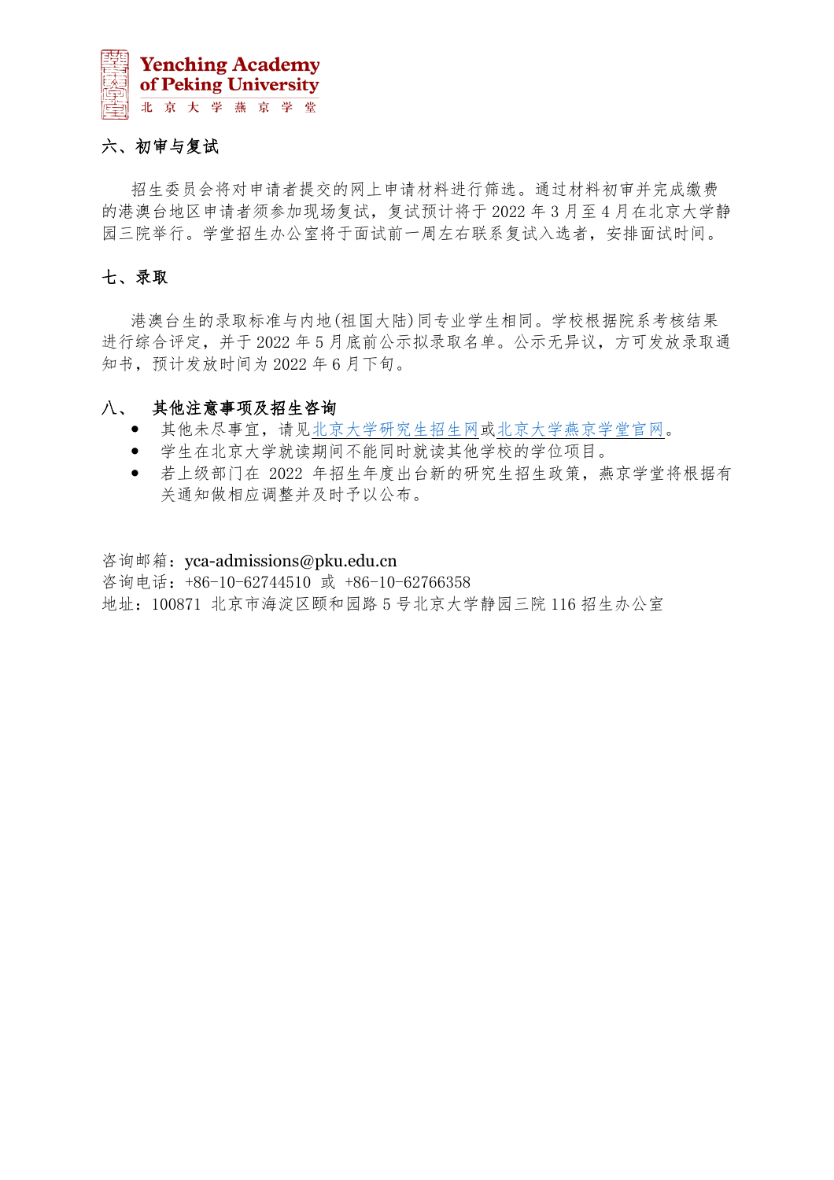## 六、初审与复试

招生委员会将对申请者提交的网上申请材料进行筛选。通过材料初审并完成缴费的港澳台地区申请者须参加现场复试，复试预计将于 2022 年 3 月至 4 月在北京大学静园三院举行。学堂招生办公室将于面试前一周左右联系复试入选者，安排面试时间。

## 七、录取

港澳台生的录取标准与内地(祖国大陆)同专业学生相同。学校根据院系考核结果进行综合评定，并于 2022 年 5 月底前公示拟录取名单。公示无异议，方可发放录取通知书，预计发放时间为 2022 年 6 月下旬。

## 八、 其他注意事项及招生咨询

- 其他未尽事宜，请见北京大学研究生招生网或北京大学燕京学堂官网。
- 学生在北京大学就读期间不能同时就读其他学校的学位项目。
- 若上级部门在 2022 年招生年度出台新的研究生招生政策，燕京学堂将根据有关通知做相应调整并及时予以公布。

咨询邮箱：yca-admissions@pku.edu.cn
咨询电话：+86-10-62744510 或 +86-10-62766358
地址：100871 北京市海淀区颐和园路 5 号北京大学静园三院 116 招生办公室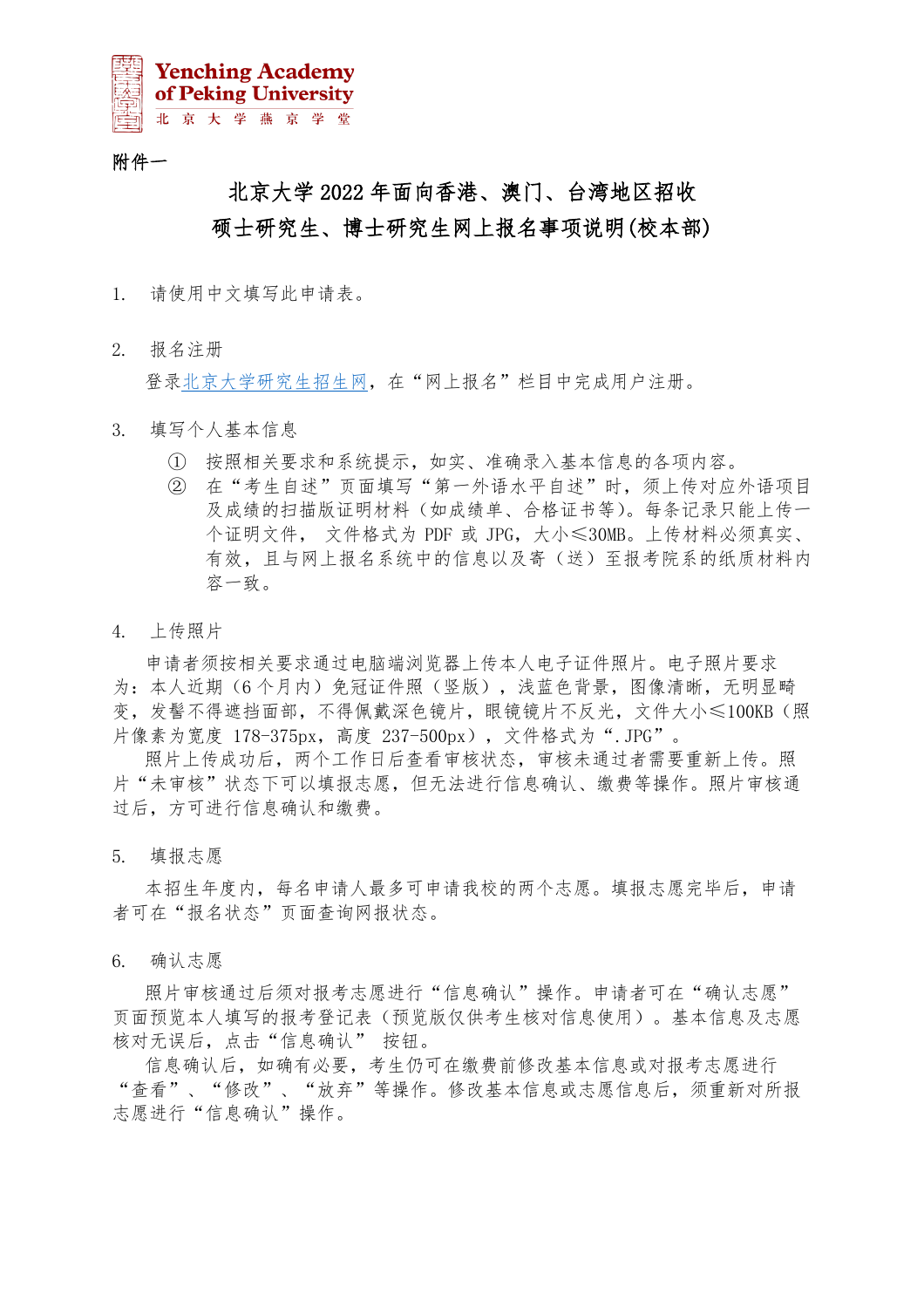附件一

# 北京大学 2022 年面向香港、澳门、台湾地区招收硕士研究生、博士研究生网上报名事项说明(校本部)

1. 请使用中文填写此申请表。

2. 报名注册

   登录北京大学研究生招生网，在“网上报名”栏目中完成用户注册。

3. 填写个人基本信息

   ① 按照相关要求和系统提示，如实、准确录入基本信息的各项内容。

   ② 在“考生自述”页面填写“第一外语水平自述”时，须上传对应外语项目及成绩的扫描版证明材料（如成绩单、合格证书等）。每条记录只能上传一个证明文件， 文件格式为 PDF 或 JPG，大小≤30MB。上传材料必须真实、有效，且与网上报名系统中的信息以及寄（送）至报考院系的纸质材料内容一致。

4. 上传照片

   申请者须按相关要求通过电脑端浏览器上传本人电子证件照片。电子照片要求为：本人近期（6 个月内）免冠证件照（竖版），浅蓝色背景，图像清晰，无明显畸变，发髻不得遮挡面部，不得佩戴深色镜片，眼镜镜片不反光，文件大小≤100KB（照片像素为宽度 178-375px，高度 237-500px），文件格式为“.JPG”。

   照片上传成功后，两个工作日后查看审核状态，审核未通过者需要重新上传。照片“未审核”状态下可以填报志愿，但无法进行信息确认、缴费等操作。照片审核通过后，方可进行信息确认和缴费。

5. 填报志愿

   本招生年度内，每名申请人最多可申请我校的两个志愿。填报志愿完毕后，申请者可在“报名状态”页面查询网报状态。

6. 确认志愿

   照片审核通过后须对报考志愿进行“信息确认”操作。申请者可在“确认志愿”页面预览本人填写的报考登记表（预览版仅供考生核对信息使用）。基本信息及志愿核对无误后，点击“信息确认” 按钮。

   信息确认后，如确有必要，考生仍可在缴费前修改基本信息或对报考志愿进行“查看”、“修改”、“放弃”等操作。修改基本信息或志愿信息后，须重新对所报志愿进行“信息确认”操作。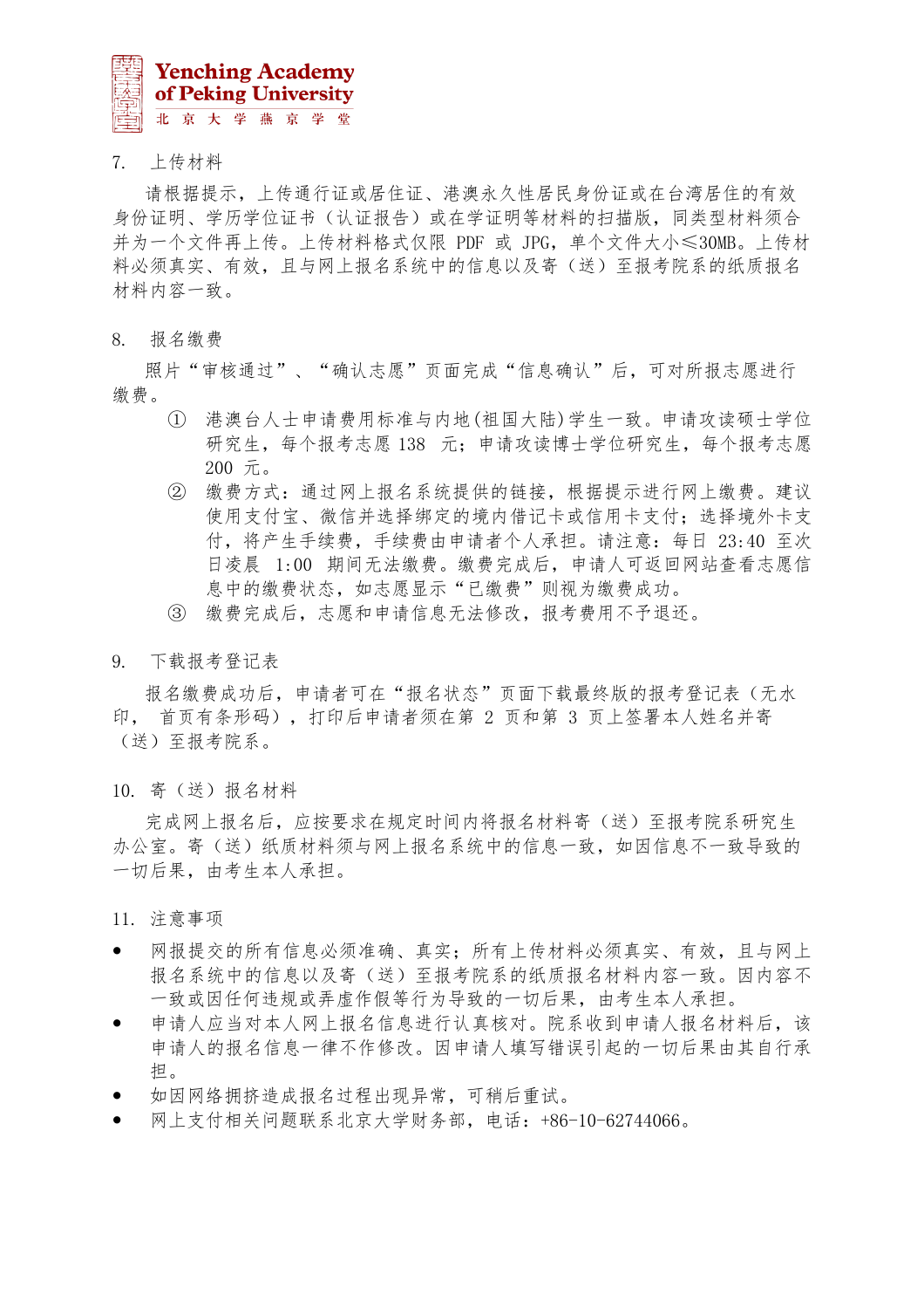7. 上传材料

请根据提示，上传通行证或居住证、港澳永久性居民身份证或在台湾居住的有效身份证明、学历学位证书（认证报告）或在学证明等材料的扫描版，同类型材料须合并为一个文件再上传。上传材料格式仅限 PDF 或 JPG，单个文件大小≤30MB。上传材料必须真实、有效，且与网上报名系统中的信息以及寄（送）至报考院系的纸质报名材料内容一致。

8. 报名缴费

照片“审核通过”、“确认志愿”页面完成“信息确认”后，可对所报志愿进行缴费。

① 港澳台人士申请费用标准与内地(祖国大陆)学生一致。申请攻读硕士学位研究生，每个报考志愿 138 元；申请攻读博士学位研究生，每个报考志愿 200 元。

② 缴费方式：通过网上报名系统提供的链接，根据提示进行网上缴费。建议使用支付宝、微信并选择绑定的境内借记卡或信用卡支付；选择境外卡支付，将产生手续费，手续费由申请者个人承担。请注意：每日 23:40 至次日凌晨 1:00 期间无法缴费。缴费完成后，申请人可返回网站查看志愿信息中的缴费状态，如志愿显示“已缴费”则视为缴费成功。

③ 缴费完成后，志愿和申请信息无法修改，报考费用不予退还。

9. 下载报考登记表

报名缴费成功后，申请者可在“报名状态”页面下载最终版的报考登记表（无水印， 首页有条形码），打印后申请者须在第 2 页和第 3 页上签署本人姓名并寄（送）至报考院系。

10. 寄（送）报名材料

完成网上报名后，应按要求在规定时间内将报名材料寄（送）至报考院系研究生办公室。寄（送）纸质材料须与网上报名系统中的信息一致，如因信息不一致导致的一切后果，由考生本人承担。

11. 注意事项

- 网报提交的所有信息必须准确、真实；所有上传材料必须真实、有效，且与网上报名系统中的信息以及寄（送）至报考院系的纸质报名材料内容一致。因内容不一致或因任何违规或弄虚作假等行为导致的一切后果，由考生本人承担。
- 申请人应当对本人网上报名信息进行认真核对。院系收到申请人报名材料后，该申请人的报名信息一律不作修改。因申请人填写错误引起的一切后果由其自行承担。
- 如因网络拥挤造成报名过程出现异常，可稍后重试。
- 网上支付相关问题联系北京大学财务部，电话：+86-10-62744066。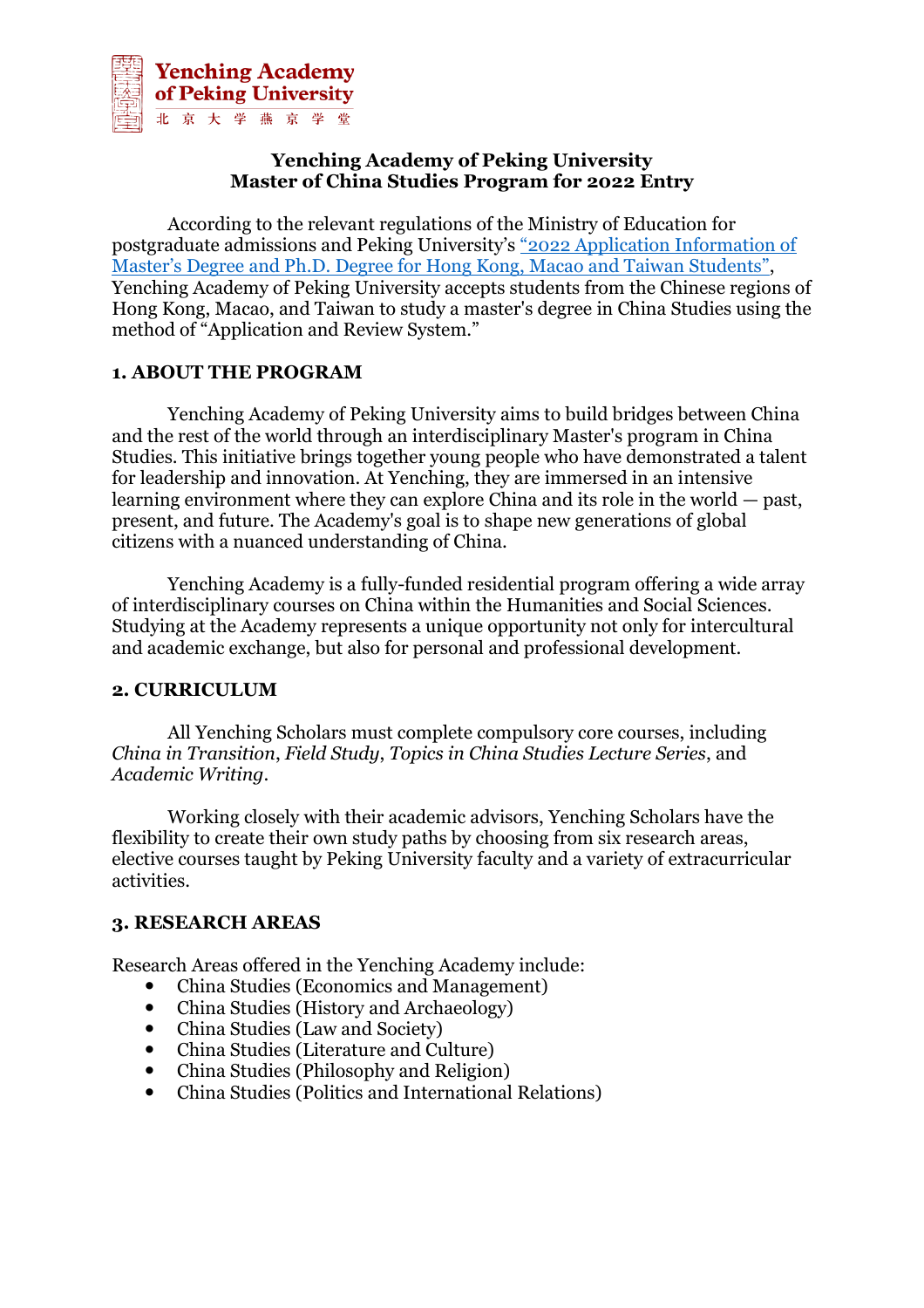# Yenching Academy of Peking University Master of China Studies Program for 2022 Entry

According to the relevant regulations of the Ministry of Education for postgraduate admissions and Peking University's "2022 Application Information of Master's Degree and Ph.D. Degree for Hong Kong, Macao and Taiwan Students", Yenching Academy of Peking University accepts students from the Chinese regions of Hong Kong, Macao, and Taiwan to study a master's degree in China Studies using the method of "Application and Review System."

## 1. ABOUT THE PROGRAM

Yenching Academy of Peking University aims to build bridges between China and the rest of the world through an interdisciplinary Master's program in China Studies. This initiative brings together young people who have demonstrated a talent for leadership and innovation. At Yenching, they are immersed in an intensive learning environment where they can explore China and its role in the world — past, present, and future. The Academy's goal is to shape new generations of global citizens with a nuanced understanding of China.

Yenching Academy is a fully-funded residential program offering a wide array of interdisciplinary courses on China within the Humanities and Social Sciences. Studying at the Academy represents a unique opportunity not only for intercultural and academic exchange, but also for personal and professional development.

## 2. CURRICULUM

All Yenching Scholars must complete compulsory core courses, including *China in Transition*, *Field Study*, *Topics in China Studies Lecture Series*, and *Academic Writing*.

Working closely with their academic advisors, Yenching Scholars have the flexibility to create their own study paths by choosing from six research areas, elective courses taught by Peking University faculty and a variety of extracurricular activities.

## 3. RESEARCH AREAS

Research Areas offered in the Yenching Academy include:

- China Studies (Economics and Management)
- China Studies (History and Archaeology)
- China Studies (Law and Society)
- China Studies (Literature and Culture)
- China Studies (Philosophy and Religion)
- China Studies (Politics and International Relations)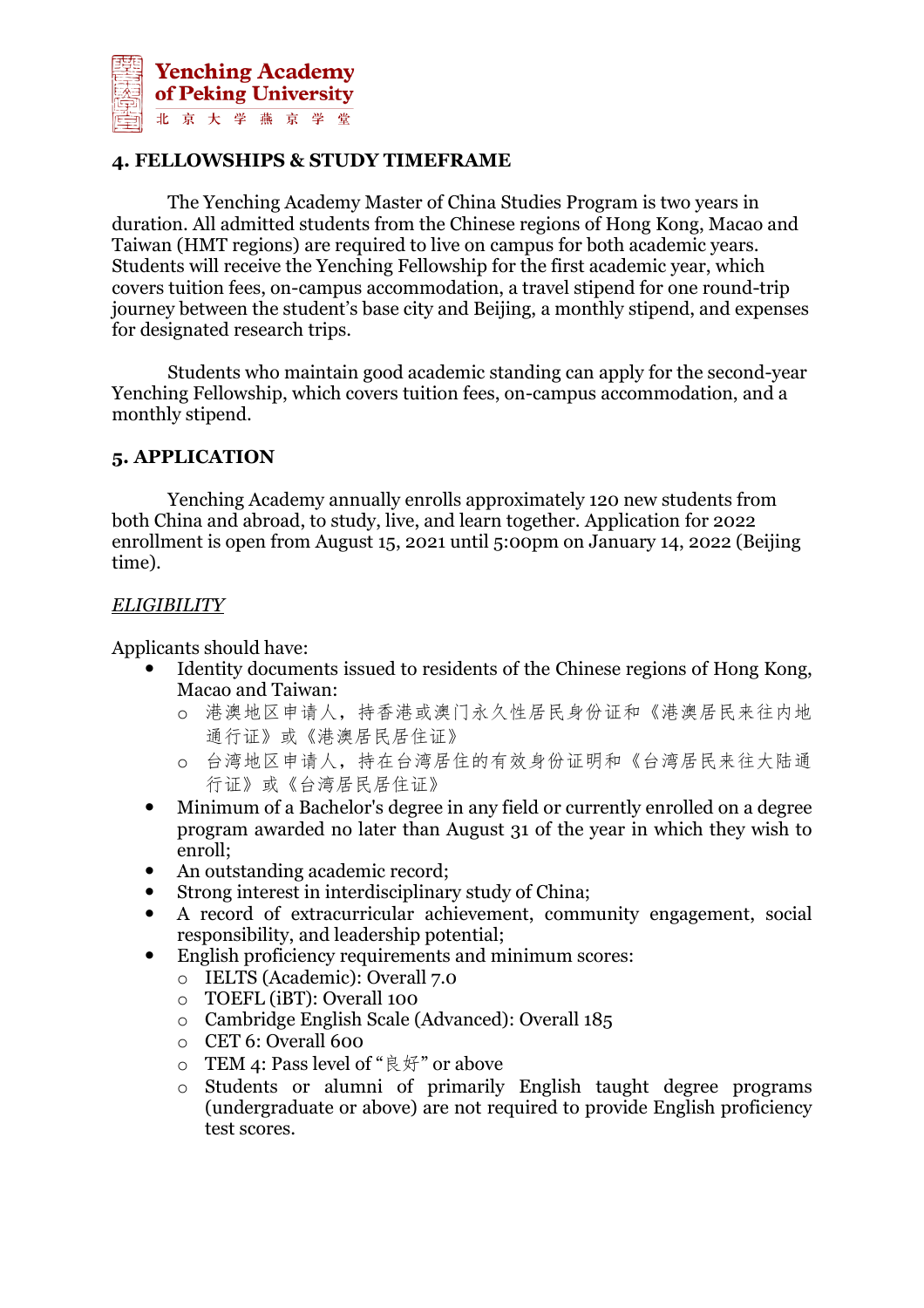## 4. FELLOWSHIPS & STUDY TIMEFRAME

The Yenching Academy Master of China Studies Program is two years in duration. All admitted students from the Chinese regions of Hong Kong, Macao and Taiwan (HMT regions) are required to live on campus for both academic years. Students will receive the Yenching Fellowship for the first academic year, which covers tuition fees, on-campus accommodation, a travel stipend for one round-trip journey between the student's base city and Beijing, a monthly stipend, and expenses for designated research trips.

Students who maintain good academic standing can apply for the second-year Yenching Fellowship, which covers tuition fees, on-campus accommodation, and a monthly stipend.

## 5. APPLICATION

Yenching Academy annually enrolls approximately 120 new students from both China and abroad, to study, live, and learn together. Application for 2022 enrollment is open from August 15, 2021 until 5:00pm on January 14, 2022 (Beijing time).

*ELIGIBILITY*

Applicants should have:

- Identity documents issued to residents of the Chinese regions of Hong Kong, Macao and Taiwan:
  - 港澳地区申请人，持香港或澳门永久性居民身份证和《港澳居民来往内地通行证》或《港澳居民居住证》
  - 台湾地区申请人，持在台湾居住的有效身份证明和《台湾居民来往大陆通行证》或《台湾居民居住证》
- Minimum of a Bachelor's degree in any field or currently enrolled on a degree program awarded no later than August 31 of the year in which they wish to enroll;
- An outstanding academic record;
- Strong interest in interdisciplinary study of China;
- A record of extracurricular achievement, community engagement, social responsibility, and leadership potential;
- English proficiency requirements and minimum scores:
  - IELTS (Academic): Overall 7.0
  - TOEFL (iBT): Overall 100
  - Cambridge English Scale (Advanced): Overall 185
  - CET 6: Overall 600
  - TEM 4: Pass level of "良好" or above
  - Students or alumni of primarily English taught degree programs (undergraduate or above) are not required to provide English proficiency test scores.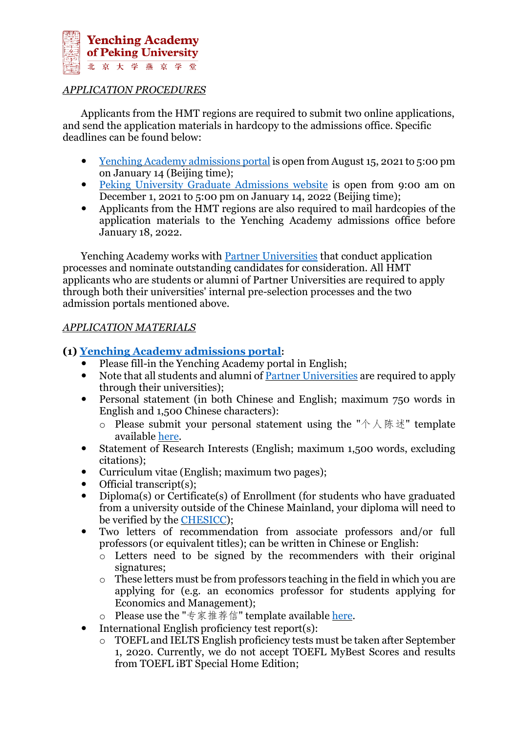*APPLICATION PROCEDURES*

Applicants from the HMT regions are required to submit two online applications, and send the application materials in hardcopy to the admissions office. Specific deadlines can be found below:

- Yenching Academy admissions portal is open from August 15, 2021 to 5:00 pm on January 14 (Beijing time);
- Peking University Graduate Admissions website is open from 9:00 am on December 1, 2021 to 5:00 pm on January 14, 2022 (Beijing time);
- Applicants from the HMT regions are also required to mail hardcopies of the application materials to the Yenching Academy admissions office before January 18, 2022.

Yenching Academy works with Partner Universities that conduct application processes and nominate outstanding candidates for consideration. All HMT applicants who are students or alumni of Partner Universities are required to apply through both their universities' internal pre-selection processes and the two admission portals mentioned above.

*APPLICATION MATERIALS*

**(1) Yenching Academy admissions portal:**

- Please fill-in the Yenching Academy portal in English;
- Note that all students and alumni of Partner Universities are required to apply through their universities;
- Personal statement (in both Chinese and English; maximum 750 words in English and 1,500 Chinese characters):
  - Please submit your personal statement using the "个人陈述" template available here.
- Statement of Research Interests (English; maximum 1,500 words, excluding citations);
- Curriculum vitae (English; maximum two pages);
- Official transcript(s);
- Diploma(s) or Certificate(s) of Enrollment (for students who have graduated from a university outside of the Chinese Mainland, your diploma will need to be verified by the CHESICC);
- Two letters of recommendation from associate professors and/or full professors (or equivalent titles); can be written in Chinese or English:
  - Letters need to be signed by the recommenders with their original signatures;
  - These letters must be from professors teaching in the field in which you are applying for (e.g. an economics professor for students applying for Economics and Management);
  - Please use the "专家推荐信" template available here.
- International English proficiency test report(s):
  - TOEFL and IELTS English proficiency tests must be taken after September 1, 2020. Currently, we do not accept TOEFL MyBest Scores and results from TOEFL iBT Special Home Edition;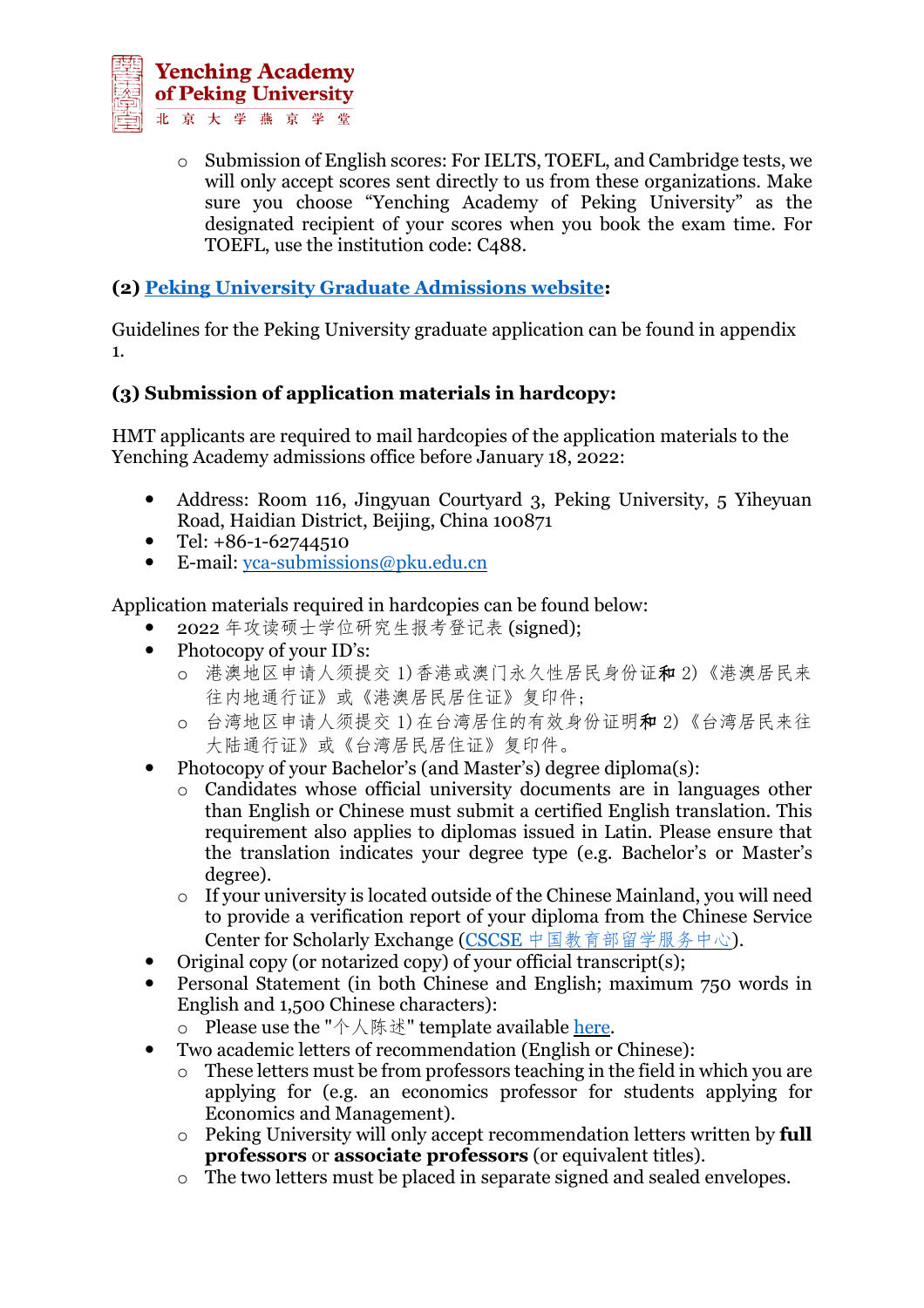- Submission of English scores: For IELTS, TOEFL, and Cambridge tests, we will only accept scores sent directly to us from these organizations. Make sure you choose "Yenching Academy of Peking University" as the designated recipient of your scores when you book the exam time. For TOEFL, use the institution code: C488.

**(2) Peking University Graduate Admissions website:**

Guidelines for the Peking University graduate application can be found in appendix 1.

**(3) Submission of application materials in hardcopy:**

HMT applicants are required to mail hardcopies of the application materials to the Yenching Academy admissions office before January 18, 2022:

- Address: Room 116, Jingyuan Courtyard 3, Peking University, 5 Yiheyuan Road, Haidian District, Beijing, China 100871
- Tel: +86-1-62744510
- E-mail: yca-submissions@pku.edu.cn

Application materials required in hardcopies can be found below:

- 2022 年攻读硕士学位研究生报考登记表 (signed);
- Photocopy of your ID's:
  - 港澳地区申请人须提交 1) 香港或澳门永久性居民身份证**和** 2)《港澳居民来往内地通行证》或《港澳居民居住证》复印件;
  - 台湾地区申请人须提交 1) 在台湾居住的有效身份证明**和** 2)《台湾居民来往大陆通行证》或《台湾居民居住证》复印件。
- Photocopy of your Bachelor's (and Master's) degree diploma(s):
  - Candidates whose official university documents are in languages other than English or Chinese must submit a certified English translation. This requirement also applies to diplomas issued in Latin. Please ensure that the translation indicates your degree type (e.g. Bachelor's or Master's degree).
  - If your university is located outside of the Chinese Mainland, you will need to provide a verification report of your diploma from the Chinese Service Center for Scholarly Exchange (CSCSE 中国教育部留学服务中心).
- Original copy (or notarized copy) of your official transcript(s);
- Personal Statement (in both Chinese and English; maximum 750 words in English and 1,500 Chinese characters):
  - Please use the "个人陈述" template available here.
- Two academic letters of recommendation (English or Chinese):
  - These letters must be from professors teaching in the field in which you are applying for (e.g. an economics professor for students applying for Economics and Management).
  - Peking University will only accept recommendation letters written by **full professors** or **associate professors** (or equivalent titles).
  - The two letters must be placed in separate signed and sealed envelopes.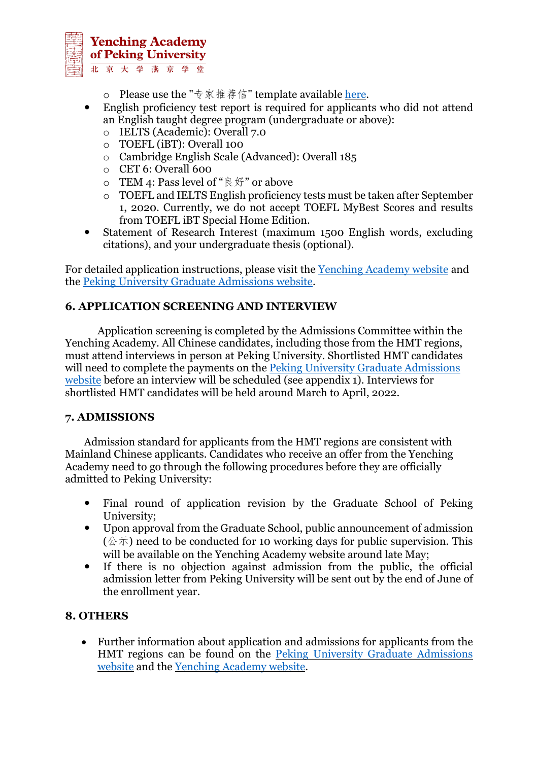- Please use the "专家推荐信" template available here.
- English proficiency test report is required for applicants who did not attend an English taught degree program (undergraduate or above):
    - IELTS (Academic): Overall 7.0
    - TOEFL (iBT): Overall 100
    - Cambridge English Scale (Advanced): Overall 185
    - CET 6: Overall 600
    - TEM 4: Pass level of "良好" or above
    - TOEFL and IELTS English proficiency tests must be taken after September 1, 2020. Currently, we do not accept TOEFL MyBest Scores and results from TOEFL iBT Special Home Edition.
- Statement of Research Interest (maximum 1500 English words, excluding citations), and your undergraduate thesis (optional).

For detailed application instructions, please visit the Yenching Academy website and the Peking University Graduate Admissions website.

## 6. APPLICATION SCREENING AND INTERVIEW

Application screening is completed by the Admissions Committee within the Yenching Academy. All Chinese candidates, including those from the HMT regions, must attend interviews in person at Peking University. Shortlisted HMT candidates will need to complete the payments on the Peking University Graduate Admissions website before an interview will be scheduled (see appendix 1). Interviews for shortlisted HMT candidates will be held around March to April, 2022.

## 7. ADMISSIONS

Admission standard for applicants from the HMT regions are consistent with Mainland Chinese applicants. Candidates who receive an offer from the Yenching Academy need to go through the following procedures before they are officially admitted to Peking University:

- Final round of application revision by the Graduate School of Peking University;
- Upon approval from the Graduate School, public announcement of admission (公示) need to be conducted for 10 working days for public supervision. This will be available on the Yenching Academy website around late May;
- If there is no objection against admission from the public, the official admission letter from Peking University will be sent out by the end of June of the enrollment year.

## 8. OTHERS

- Further information about application and admissions for applicants from the HMT regions can be found on the Peking University Graduate Admissions website and the Yenching Academy website.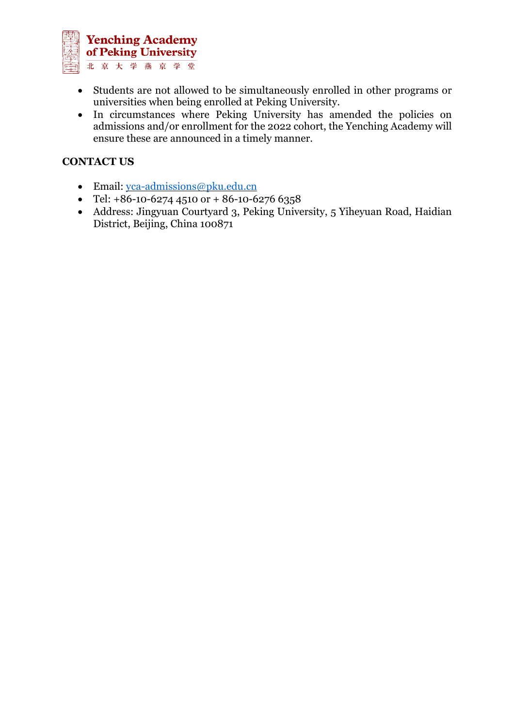- Students are not allowed to be simultaneously enrolled in other programs or universities when being enrolled at Peking University.
- In circumstances where Peking University has amended the policies on admissions and/or enrollment for the 2022 cohort, the Yenching Academy will ensure these are announced in a timely manner.

**CONTACT US**

- Email: yca-admissions@pku.edu.cn
- Tel: +86-10-6274 4510 or + 86-10-6276 6358
- Address: Jingyuan Courtyard 3, Peking University, 5 Yiheyuan Road, Haidian District, Beijing, China 100871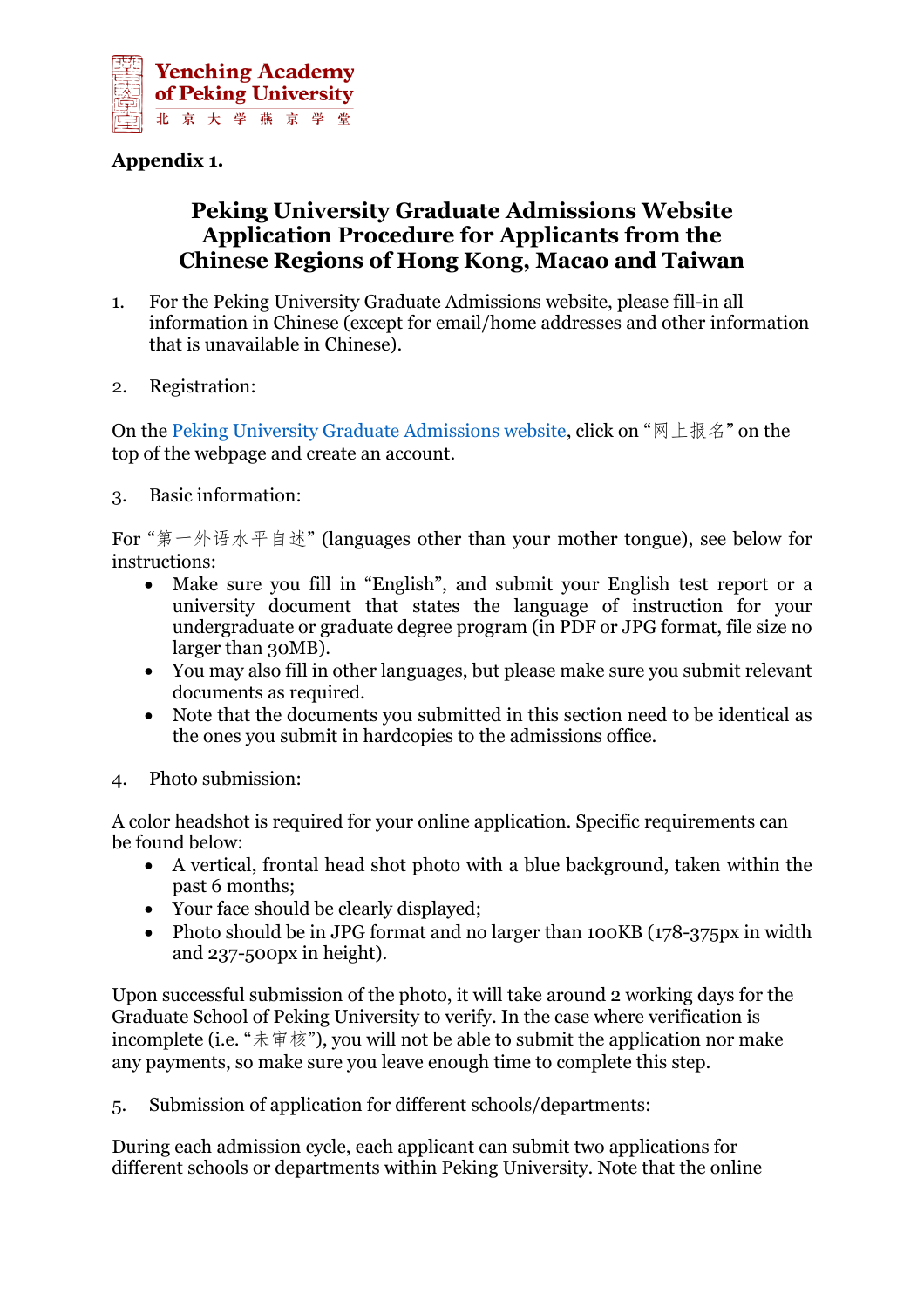**Appendix 1.**

## Peking University Graduate Admissions Website Application Procedure for Applicants from the Chinese Regions of Hong Kong, Macao and Taiwan

1. For the Peking University Graduate Admissions website, please fill-in all information in Chinese (except for email/home addresses and other information that is unavailable in Chinese).

2. Registration:

On the Peking University Graduate Admissions website, click on "网上报名" on the top of the webpage and create an account.

3. Basic information:

For "第一外语水平自述" (languages other than your mother tongue), see below for instructions:

- Make sure you fill in "English", and submit your English test report or a university document that states the language of instruction for your undergraduate or graduate degree program (in PDF or JPG format, file size no larger than 30MB).
- You may also fill in other languages, but please make sure you submit relevant documents as required.
- Note that the documents you submitted in this section need to be identical as the ones you submit in hardcopies to the admissions office.

4. Photo submission:

A color headshot is required for your online application. Specific requirements can be found below:

- A vertical, frontal head shot photo with a blue background, taken within the past 6 months;
- Your face should be clearly displayed;
- Photo should be in JPG format and no larger than 100KB (178-375px in width and 237-500px in height).

Upon successful submission of the photo, it will take around 2 working days for the Graduate School of Peking University to verify. In the case where verification is incomplete (i.e. "未审核"), you will not be able to submit the application nor make any payments, so make sure you leave enough time to complete this step.

5. Submission of application for different schools/departments:

During each admission cycle, each applicant can submit two applications for different schools or departments within Peking University. Note that the online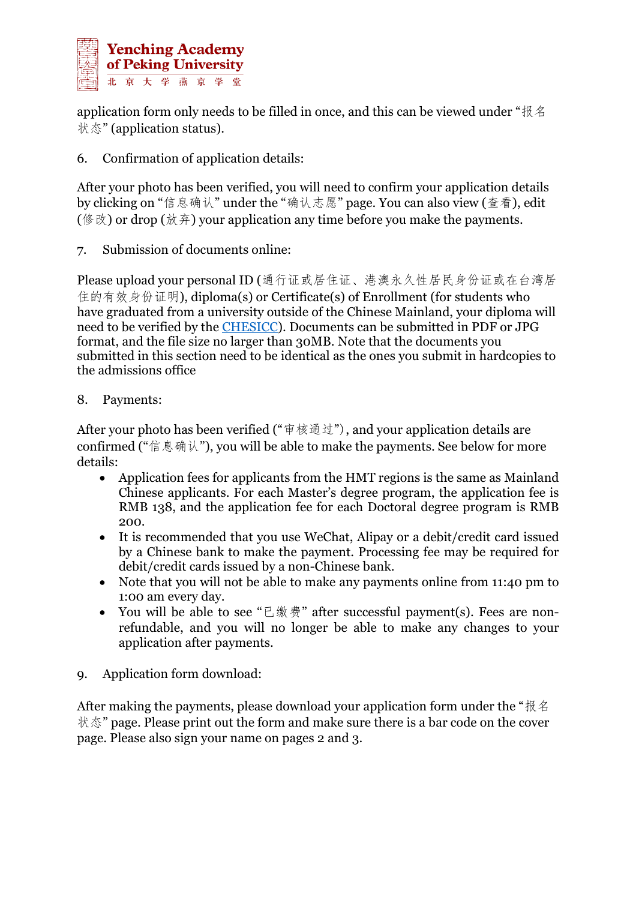application form only needs to be filled in once, and this can be viewed under "报名状态" (application status).

6. Confirmation of application details:

After your photo has been verified, you will need to confirm your application details by clicking on "信息确认" under the "确认志愿" page. You can also view (查看), edit (修改) or drop (放弃) your application any time before you make the payments.

7. Submission of documents online:

Please upload your personal ID (通行证或居住证、港澳永久性居民身份证或在台湾居住的有效身份证明), diploma(s) or Certificate(s) of Enrollment (for students who have graduated from a university outside of the Chinese Mainland, your diploma will need to be verified by the CHESICC). Documents can be submitted in PDF or JPG format, and the file size no larger than 30MB. Note that the documents you submitted in this section need to be identical as the ones you submit in hardcopies to the admissions office

8. Payments:

After your photo has been verified ("审核通过"), and your application details are confirmed ("信息确认"), you will be able to make the payments. See below for more details:

- Application fees for applicants from the HMT regions is the same as Mainland Chinese applicants. For each Master's degree program, the application fee is RMB 138, and the application fee for each Doctoral degree program is RMB 200.
- It is recommended that you use WeChat, Alipay or a debit/credit card issued by a Chinese bank to make the payment. Processing fee may be required for debit/credit cards issued by a non-Chinese bank.
- Note that you will not be able to make any payments online from 11:40 pm to 1:00 am every day.
- You will be able to see "已缴费" after successful payment(s). Fees are non-refundable, and you will no longer be able to make any changes to your application after payments.

9. Application form download:

After making the payments, please download your application form under the "报名状态" page. Please print out the form and make sure there is a bar code on the cover page. Please also sign your name on pages 2 and 3.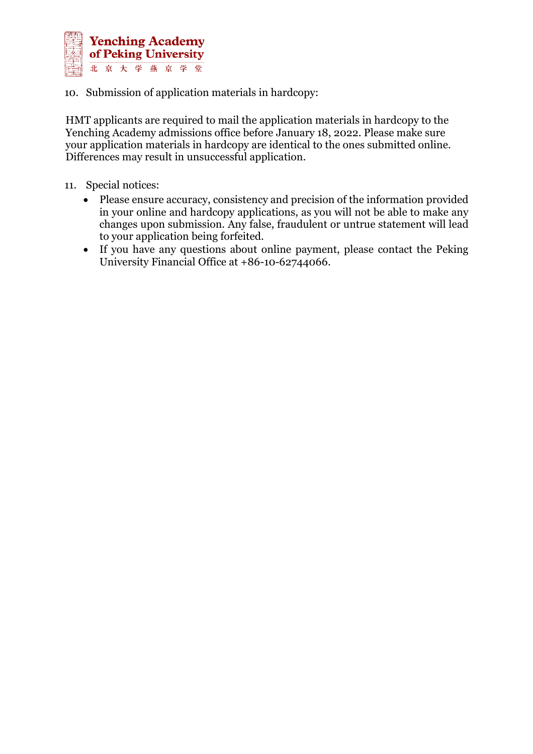10. Submission of application materials in hardcopy:

HMT applicants are required to mail the application materials in hardcopy to the Yenching Academy admissions office before January 18, 2022. Please make sure your application materials in hardcopy are identical to the ones submitted online. Differences may result in unsuccessful application.

11. Special notices:
    - Please ensure accuracy, consistency and precision of the information provided in your online and hardcopy applications, as you will not be able to make any changes upon submission. Any false, fraudulent or untrue statement will lead to your application being forfeited.
    - If you have any questions about online payment, please contact the Peking University Financial Office at +86-10-62744066.